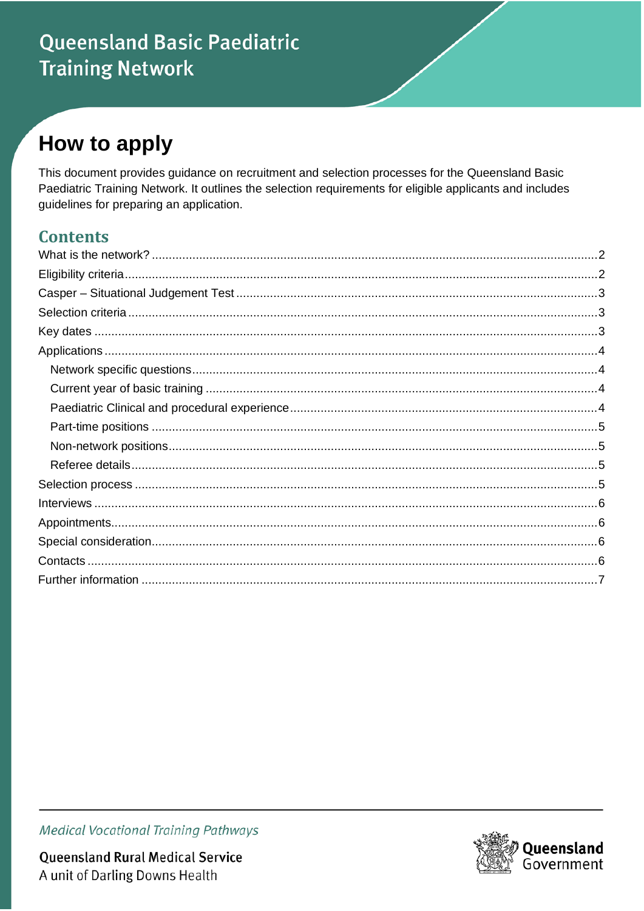Queensland Basic Paediatric Training Network

# How to apply

This document provides guidance on recruitment and selection processes for the Queensland Basic Paediatric Training Network. It outlines the selection requirements for eligible applicants and includes guidelines for preparing an application.

## Contents

- What is the network? ... 2
- Eligibility criteria ... 2
- Casper – Situational Judgement Test ... 3
- Selection criteria ... 3
- Key dates ... 3
- Applications ... 4
  - Network specific questions ... 4
  - Current year of basic training ... 4
  - Paediatric Clinical and procedural experience ... 4
  - Part-time positions ... 5
  - Non-network positions ... 5
  - Referee details ... 5
- Selection process ... 5
- Interviews ... 6
- Appointments ... 6
- Special consideration ... 6
- Contacts ... 6
- Further information ... 7

*Medical Vocational Training Pathways*

Queensland Rural Medical Service
A unit of Darling Downs Health

Queensland Government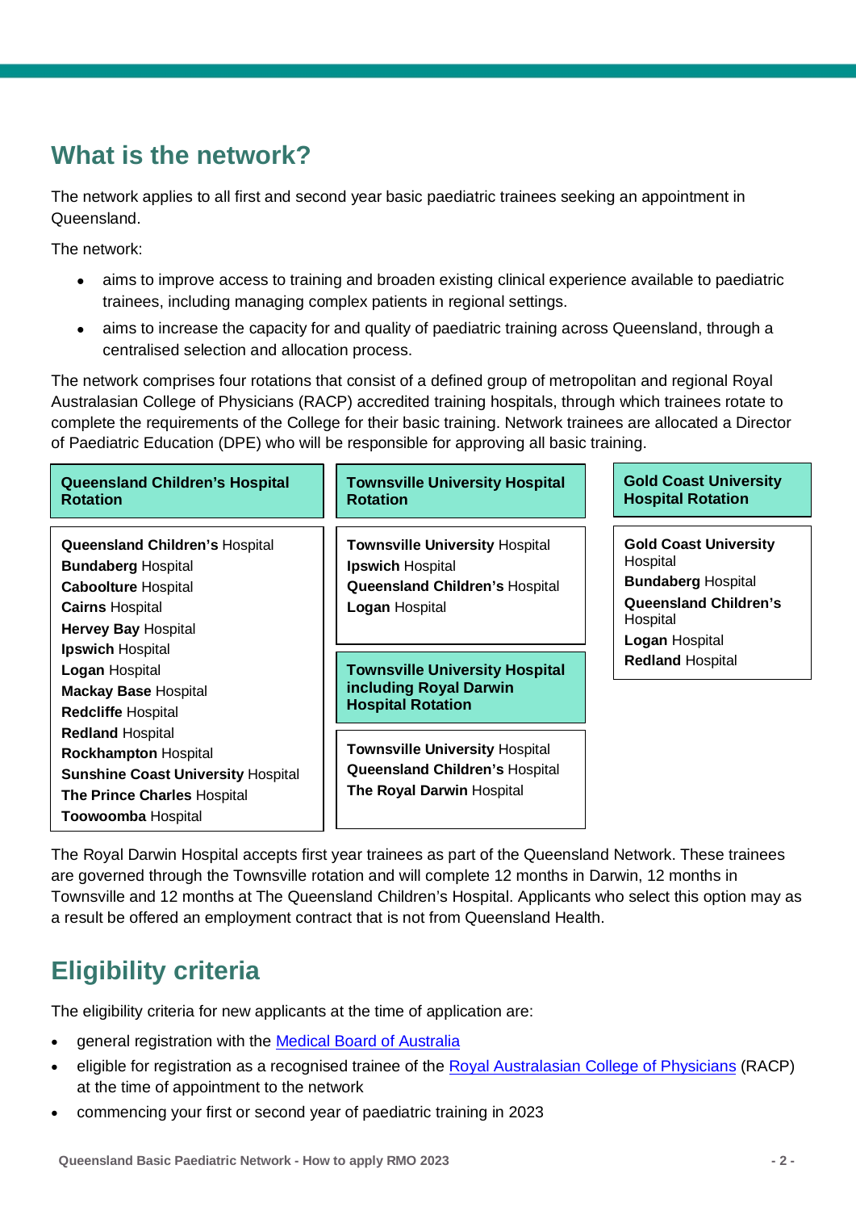## What is the network?

The network applies to all first and second year basic paediatric trainees seeking an appointment in Queensland.

The network:

- aims to improve access to training and broaden existing clinical experience available to paediatric trainees, including managing complex patients in regional settings.
- aims to increase the capacity for and quality of paediatric training across Queensland, through a centralised selection and allocation process.

The network comprises four rotations that consist of a defined group of metropolitan and regional Royal Australasian College of Physicians (RACP) accredited training hospitals, through which trainees rotate to complete the requirements of the College for their basic training. Network trainees are allocated a Director of Paediatric Education (DPE) who will be responsible for approving all basic training.

**Queensland Children's Hospital Rotation**

- **Queensland Children's** Hospital
- **Bundaberg** Hospital
- **Caboolture** Hospital
- **Cairns** Hospital
- **Hervey Bay** Hospital
- **Ipswich** Hospital
- **Logan** Hospital
- **Mackay Base** Hospital
- **Redcliffe** Hospital
- **Redland** Hospital
- **Rockhampton** Hospital
- **Sunshine Coast University** Hospital
- **The Prince Charles** Hospital
- **Toowoomba** Hospital

**Townsville University Hospital Rotation**

- **Townsville University** Hospital
- **Ipswich** Hospital
- **Queensland Children's** Hospital
- **Logan** Hospital

**Townsville University Hospital including Royal Darwin Hospital Rotation**

- **Townsville University** Hospital
- **Queensland Children's** Hospital
- **The Royal Darwin** Hospital

**Gold Coast University Hospital Rotation**

- **Gold Coast University** Hospital
- **Bundaberg** Hospital
- **Queensland Children's** Hospital
- **Logan** Hospital
- **Redland** Hospital

The Royal Darwin Hospital accepts first year trainees as part of the Queensland Network. These trainees are governed through the Townsville rotation and will complete 12 months in Darwin, 12 months in Townsville and 12 months at The Queensland Children's Hospital. Applicants who select this option may as a result be offered an employment contract that is not from Queensland Health.

## Eligibility criteria

The eligibility criteria for new applicants at the time of application are:

- general registration with the Medical Board of Australia
- eligible for registration as a recognised trainee of the Royal Australasian College of Physicians (RACP) at the time of appointment to the network
- commencing your first or second year of paediatric training in 2023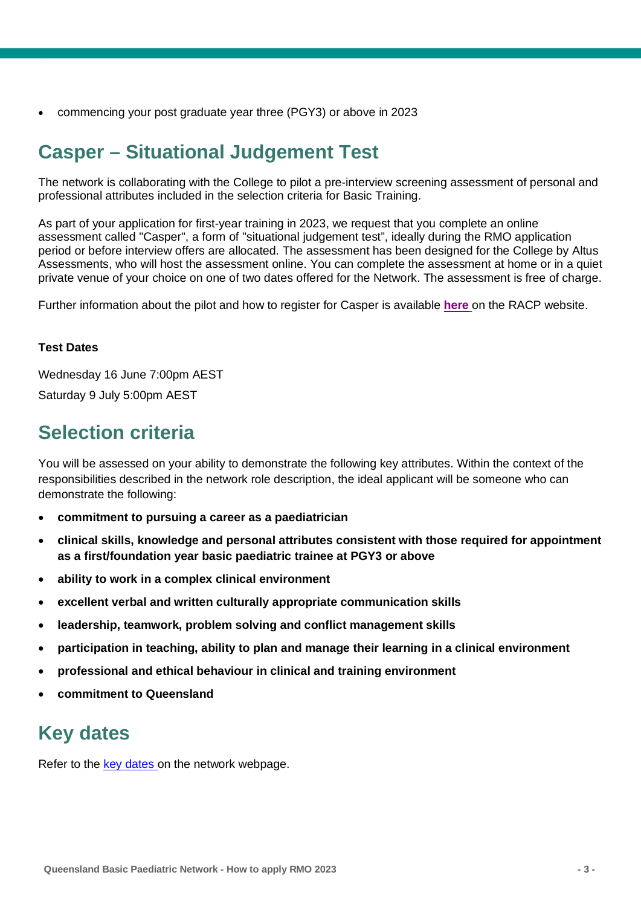- commencing your post graduate year three (PGY3) or above in 2023

## Casper – Situational Judgement Test

The network is collaborating with the College to pilot a pre-interview screening assessment of personal and professional attributes included in the selection criteria for Basic Training.

As part of your application for first-year training in 2023, we request that you complete an online assessment called "Casper", a form of "situational judgement test", ideally during the RMO application period or before interview offers are allocated. The assessment has been designed for the College by Altus Assessments, who will host the assessment online. You can complete the assessment at home or in a quiet private venue of your choice on one of two dates offered for the Network. The assessment is free of charge.

Further information about the pilot and how to register for Casper is available **here** on the RACP website.

**Test Dates**

Wednesday 16 June 7:00pm AEST

Saturday 9 July 5:00pm AEST

## Selection criteria

You will be assessed on your ability to demonstrate the following key attributes. Within the context of the responsibilities described in the network role description, the ideal applicant will be someone who can demonstrate the following:

- **commitment to pursuing a career as a paediatrician**
- **clinical skills, knowledge and personal attributes consistent with those required for appointment as a first/foundation year basic paediatric trainee at PGY3 or above**
- **ability to work in a complex clinical environment**
- **excellent verbal and written culturally appropriate communication skills**
- **leadership, teamwork, problem solving and conflict management skills**
- **participation in teaching, ability to plan and manage their learning in a clinical environment**
- **professional and ethical behaviour in clinical and training environment**
- **commitment to Queensland**

## Key dates

Refer to the key dates on the network webpage.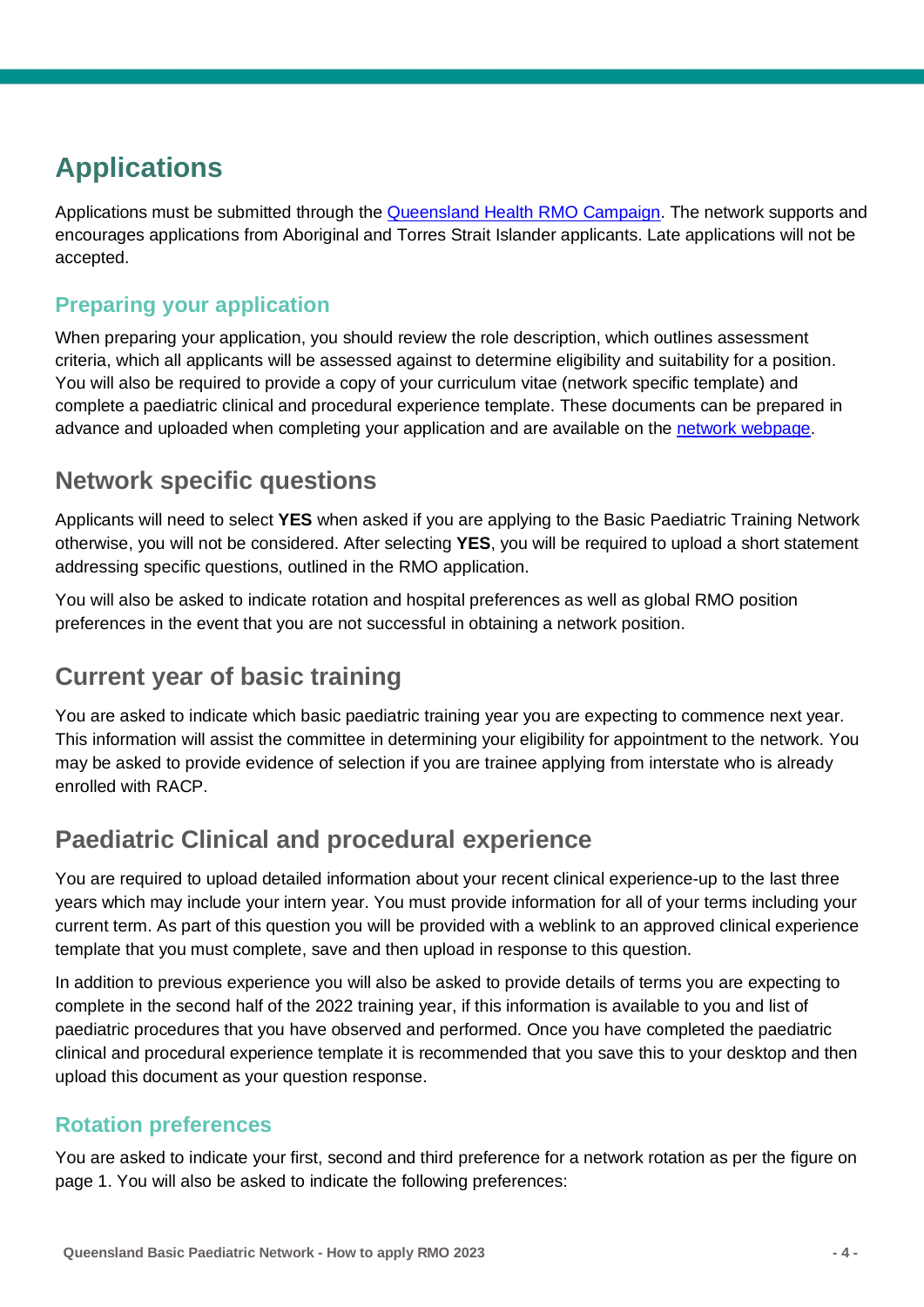# Applications

Applications must be submitted through the [Queensland Health RMO Campaign](). The network supports and encourages applications from Aboriginal and Torres Strait Islander applicants. Late applications will not be accepted.

### Preparing your application

When preparing your application, you should review the role description, which outlines assessment criteria, which all applicants will be assessed against to determine eligibility and suitability for a position. You will also be required to provide a copy of your curriculum vitae (network specific template) and complete a paediatric clinical and procedural experience template. These documents can be prepared in advance and uploaded when completing your application and are available on the [network webpage]().

## Network specific questions

Applicants will need to select **YES** when asked if you are applying to the Basic Paediatric Training Network otherwise, you will not be considered. After selecting **YES**, you will be required to upload a short statement addressing specific questions, outlined in the RMO application.

You will also be asked to indicate rotation and hospital preferences as well as global RMO position preferences in the event that you are not successful in obtaining a network position.

## Current year of basic training

You are asked to indicate which basic paediatric training year you are expecting to commence next year. This information will assist the committee in determining your eligibility for appointment to the network. You may be asked to provide evidence of selection if you are trainee applying from interstate who is already enrolled with RACP.

## Paediatric Clinical and procedural experience

You are required to upload detailed information about your recent clinical experience-up to the last three years which may include your intern year. You must provide information for all of your terms including your current term. As part of this question you will be provided with a weblink to an approved clinical experience template that you must complete, save and then upload in response to this question.

In addition to previous experience you will also be asked to provide details of terms you are expecting to complete in the second half of the 2022 training year, if this information is available to you and list of paediatric procedures that you have observed and performed. Once you have completed the paediatric clinical and procedural experience template it is recommended that you save this to your desktop and then upload this document as your question response.

### Rotation preferences

You are asked to indicate your first, second and third preference for a network rotation as per the figure on page 1. You will also be asked to indicate the following preferences: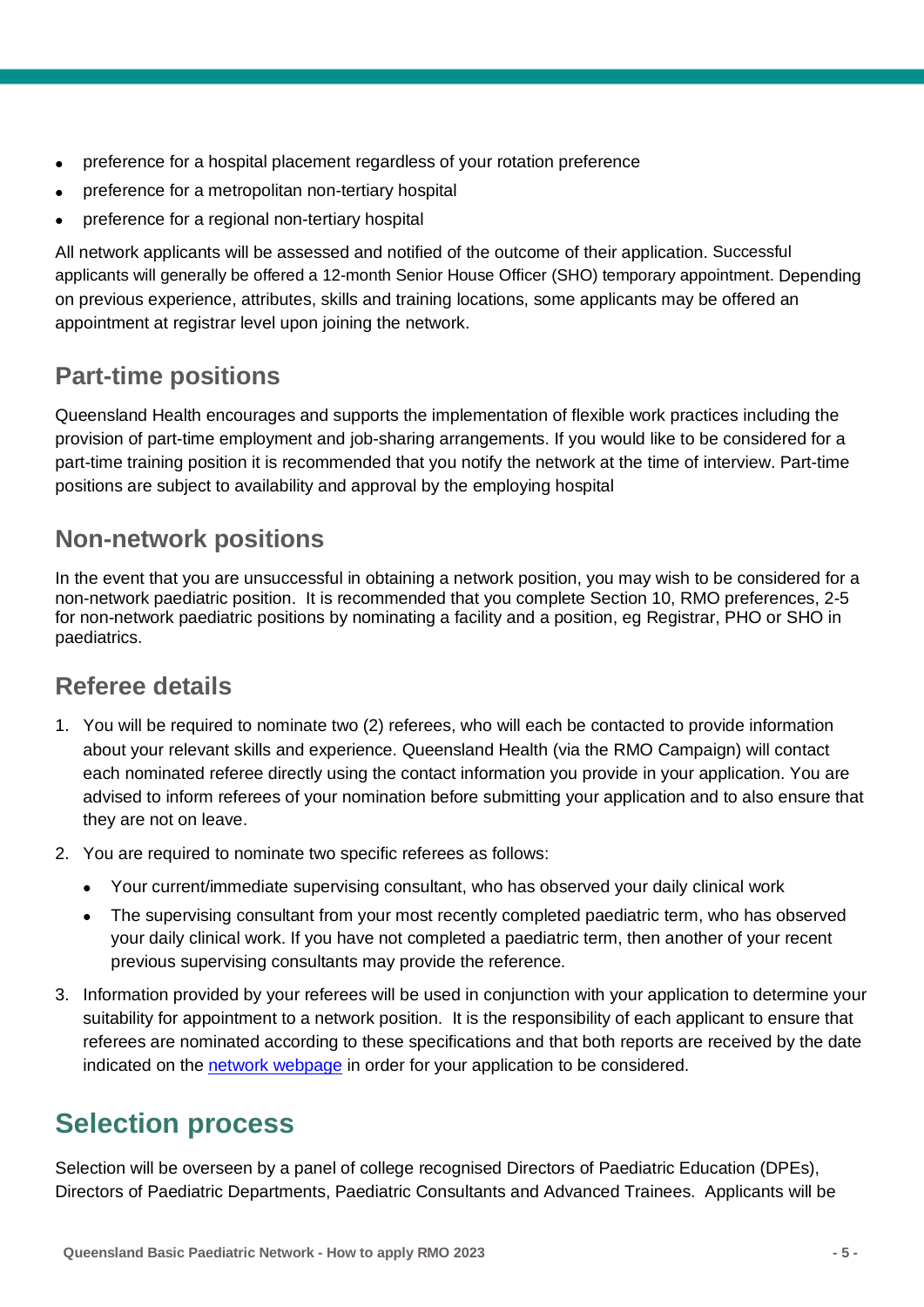- preference for a hospital placement regardless of your rotation preference
- preference for a metropolitan non-tertiary hospital
- preference for a regional non-tertiary hospital

All network applicants will be assessed and notified of the outcome of their application. Successful applicants will generally be offered a 12-month Senior House Officer (SHO) temporary appointment. Depending on previous experience, attributes, skills and training locations, some applicants may be offered an appointment at registrar level upon joining the network.

## Part-time positions

Queensland Health encourages and supports the implementation of flexible work practices including the provision of part-time employment and job-sharing arrangements. If you would like to be considered for a part-time training position it is recommended that you notify the network at the time of interview. Part-time positions are subject to availability and approval by the employing hospital

## Non-network positions

In the event that you are unsuccessful in obtaining a network position, you may wish to be considered for a non-network paediatric position. It is recommended that you complete Section 10, RMO preferences, 2-5 for non-network paediatric positions by nominating a facility and a position, eg Registrar, PHO or SHO in paediatrics.

## Referee details

1. You will be required to nominate two (2) referees, who will each be contacted to provide information about your relevant skills and experience. Queensland Health (via the RMO Campaign) will contact each nominated referee directly using the contact information you provide in your application. You are advised to inform referees of your nomination before submitting your application and to also ensure that they are not on leave.
2. You are required to nominate two specific referees as follows:
   - Your current/immediate supervising consultant, who has observed your daily clinical work
   - The supervising consultant from your most recently completed paediatric term, who has observed your daily clinical work. If you have not completed a paediatric term, then another of your recent previous supervising consultants may provide the reference.
3. Information provided by your referees will be used in conjunction with your application to determine your suitability for appointment to a network position. It is the responsibility of each applicant to ensure that referees are nominated according to these specifications and that both reports are received by the date indicated on the [network webpage](network webpage) in order for your application to be considered.

# Selection process

Selection will be overseen by a panel of college recognised Directors of Paediatric Education (DPEs), Directors of Paediatric Departments, Paediatric Consultants and Advanced Trainees. Applicants will be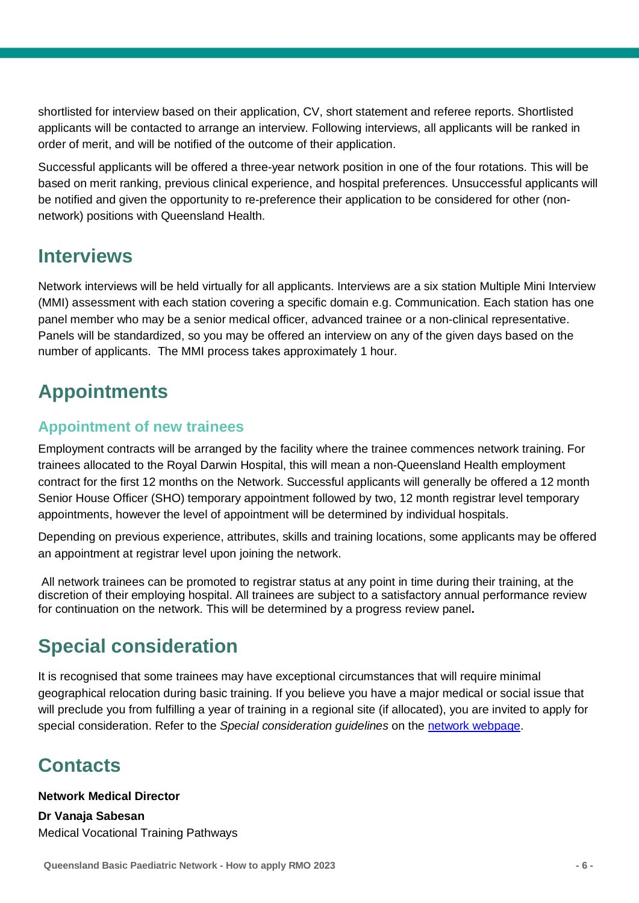shortlisted for interview based on their application, CV, short statement and referee reports. Shortlisted applicants will be contacted to arrange an interview. Following interviews, all applicants will be ranked in order of merit, and will be notified of the outcome of their application.

Successful applicants will be offered a three-year network position in one of the four rotations. This will be based on merit ranking, previous clinical experience, and hospital preferences. Unsuccessful applicants will be notified and given the opportunity to re-preference their application to be considered for other (non-network) positions with Queensland Health.

# Interviews

Network interviews will be held virtually for all applicants. Interviews are a six station Multiple Mini Interview (MMI) assessment with each station covering a specific domain e.g. Communication. Each station has one panel member who may be a senior medical officer, advanced trainee or a non-clinical representative. Panels will be standardized, so you may be offered an interview on any of the given days based on the number of applicants. The MMI process takes approximately 1 hour.

# Appointments

## Appointment of new trainees

Employment contracts will be arranged by the facility where the trainee commences network training. For trainees allocated to the Royal Darwin Hospital, this will mean a non-Queensland Health employment contract for the first 12 months on the Network. Successful applicants will generally be offered a 12 month Senior House Officer (SHO) temporary appointment followed by two, 12 month registrar level temporary appointments, however the level of appointment will be determined by individual hospitals.

Depending on previous experience, attributes, skills and training locations, some applicants may be offered an appointment at registrar level upon joining the network.

All network trainees can be promoted to registrar status at any point in time during their training, at the discretion of their employing hospital. All trainees are subject to a satisfactory annual performance review for continuation on the network. This will be determined by a progress review panel.

# Special consideration

It is recognised that some trainees may have exceptional circumstances that will require minimal geographical relocation during basic training. If you believe you have a major medical or social issue that will preclude you from fulfilling a year of training in a regional site (if allocated), you are invited to apply for special consideration. Refer to the *Special consideration guidelines* on the network webpage.

# Contacts

**Network Medical Director**

**Dr Vanaja Sabesan**
Medical Vocational Training Pathways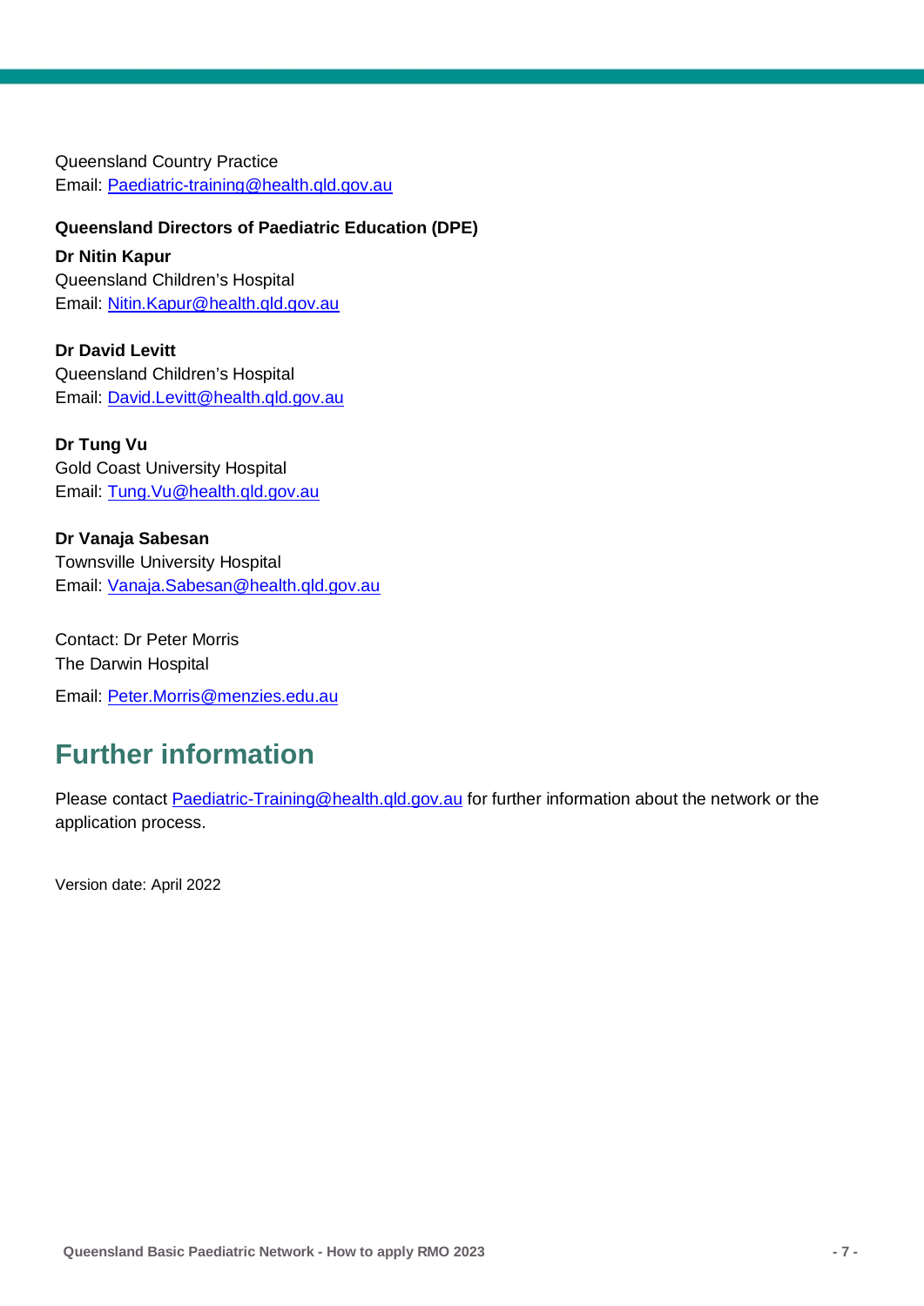Queensland Country Practice
Email: Paediatric-training@health.qld.gov.au

**Queensland Directors of Paediatric Education (DPE)**

**Dr Nitin Kapur**
Queensland Children's Hospital
Email: Nitin.Kapur@health.qld.gov.au

**Dr David Levitt**
Queensland Children's Hospital
Email: David.Levitt@health.qld.gov.au

**Dr Tung Vu**
Gold Coast University Hospital
Email: Tung.Vu@health.qld.gov.au

**Dr Vanaja Sabesan**
Townsville University Hospital
Email: Vanaja.Sabesan@health.qld.gov.au

Contact: Dr Peter Morris
The Darwin Hospital

Email: Peter.Morris@menzies.edu.au

## Further information

Please contact Paediatric-Training@health.qld.gov.au for further information about the network or the application process.

Version date: April 2022